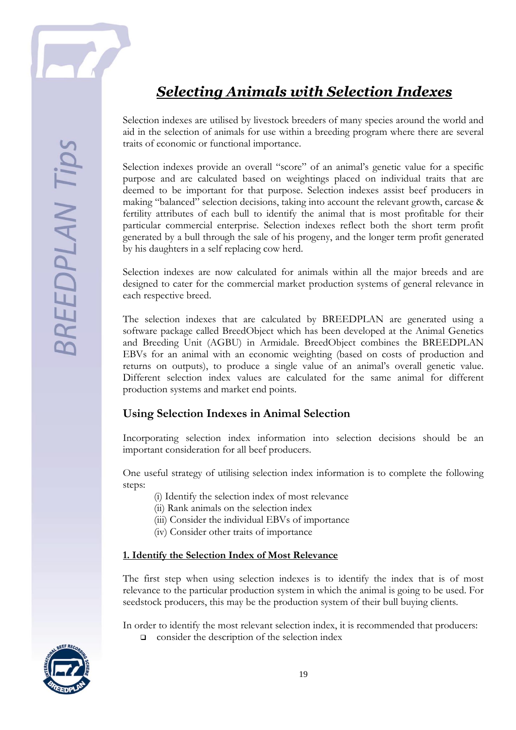# ***Selecting Animals with Selection Indexes***

Selection indexes are utilised by livestock breeders of many species around the world and aid in the selection of animals for use within a breeding program where there are several traits of economic or functional importance.

Selection indexes provide an overall "score" of an animal's genetic value for a specific purpose and are calculated based on weightings placed on individual traits that are deemed to be important for that purpose. Selection indexes assist beef producers in making "balanced" selection decisions, taking into account the relevant growth, carcase & fertility attributes of each bull to identify the animal that is most profitable for their particular commercial enterprise. Selection indexes reflect both the short term profit generated by a bull through the sale of his progeny, and the longer term profit generated by his daughters in a self replacing cow herd.

Selection indexes are now calculated for animals within all the major breeds and are designed to cater for the commercial market production systems of general relevance in each respective breed.

The selection indexes that are calculated by BREEDPLAN are generated using a software package called BreedObject which has been developed at the Animal Genetics and Breeding Unit (AGBU) in Armidale. BreedObject combines the BREEDPLAN EBVs for an animal with an economic weighting (based on costs of production and returns on outputs), to produce a single value of an animal's overall genetic value. Different selection index values are calculated for the same animal for different production systems and market end points.

## Using Selection Indexes in Animal Selection

Incorporating selection index information into selection decisions should be an important consideration for all beef producers.

One useful strategy of utilising selection index information is to complete the following steps:

(i) Identify the selection index of most relevance
(ii) Rank animals on the selection index
(iii) Consider the individual EBVs of importance
(iv) Consider other traits of importance

### 1. Identify the Selection Index of Most Relevance

The first step when using selection indexes is to identify the index that is of most relevance to the particular production system in which the animal is going to be used. For seedstock producers, this may be the production system of their bull buying clients.

In order to identify the most relevant selection index, it is recommended that producers:

- consider the description of the selection index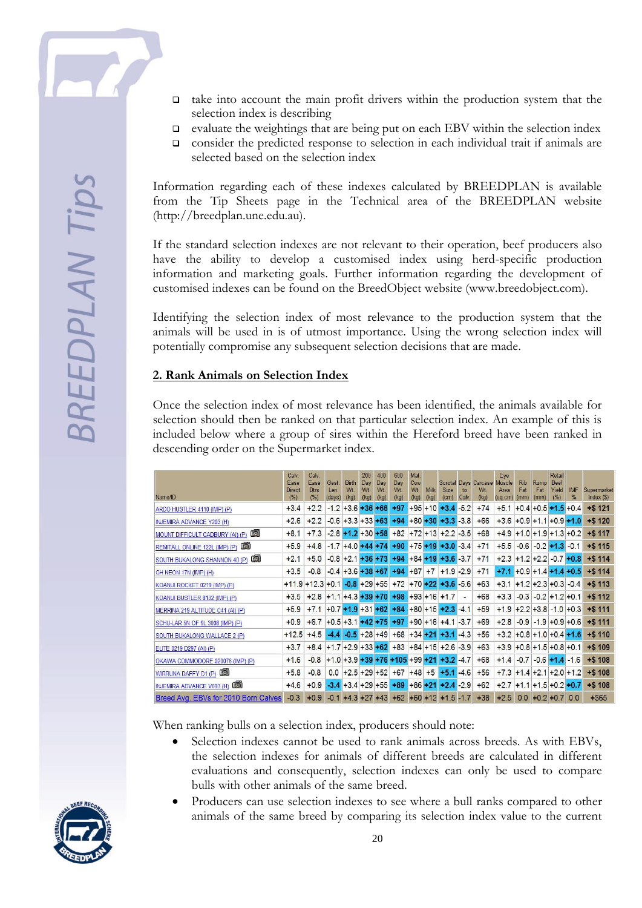- take into account the main profit drivers within the production system that the selection index is describing
- evaluate the weightings that are being put on each EBV within the selection index
- consider the predicted response to selection in each individual trait if animals are selected based on the selection index

Information regarding each of these indexes calculated by BREEDPLAN is available from the Tip Sheets page in the Technical area of the BREEDPLAN website (http://breedplan.une.edu.au).

If the standard selection indexes are not relevant to their operation, beef producers also have the ability to develop a customised index using herd-specific production information and marketing goals. Further information regarding the development of customised indexes can be found on the BreedObject website (www.breedobject.com).

Identifying the selection index of most relevance to the production system that the animals will be used in is of utmost importance. Using the wrong selection index will potentially compromise any subsequent selection decisions that are made.

## 2. Rank Animals on Selection Index

Once the selection index of most relevance has been identified, the animals available for selection should then be ranked on that particular selection index. An example of this is included below where a group of sires within the Hereford breed have been ranked in descending order on the Supermarket index.

| Name/ID | Calv. Ease Direct (%) | Calv. Ease Dtrs (%) | Gest. Len. (days) | Birth Wt. (kg) | 200 Day Wt. (kg) | 400 Day Wt. (kg) | 600 Day Wt. (kg) | Mat. Cow Wt. (kg) | Milk (kg) | Scrotal Size (cm) | Days to Calv. | Carcase Wt. (kg) | Eye Muscle Area (sq.cm) | Rib Fat (mm) | Rump Fat (mm) | Retail Beef Yield (%) | IMF % | Supermarket Index ($) |
|---|---|---|---|---|---|---|---|---|---|---|---|---|---|---|---|---|---|---|
| ARDO HUSTLER 4110 (IMP) (P) | +3.4 | +2.2 | -1.2 | +3.6 | +36 | +66 | +97 | +95 | +10 | +3.4 | -5.2 | +74 | +5.1 | +0.4 | +0.5 | +1.5 | +0.4 | +$ 121 |
| INJEMIRA ADVANCE Y203 (H) | +2.6 | +2.2 | -0.6 | +3.3 | +33 | +63 | +94 | +80 | +30 | +3.3 | -3.8 | +66 | +3.6 | +0.9 | +1.1 | +0.9 | +1.0 | +$ 120 |
| MOUNT DIFFICULT CADBURY (AI) (P) | +8.1 | +7.3 | -2.8 | +1.2 | +30 | +58 | +82 | +72 | +13 | +2.2 | -3.5 | +68 | +4.9 | +1.0 | +1.9 | +1.3 | +0.2 | +$ 117 |
| REMITALL ONLINE 122L (IMP) (P) | +5.9 | +4.8 | -1.7 | +4.0 | +44 | +74 | +90 | +75 | +19 | +3.0 | -3.4 | +71 | +5.5 | -0.6 | -0.2 | +1.3 | -0.1 | +$ 115 |
| SOUTH BUKALONG SHANNON 40 (P) | +2.1 | +5.0 | -0.8 | +2.1 | +36 | +73 | +94 | +84 | +19 | +3.6 | -3.7 | +71 | +2.3 | +1.2 | +2.2 | -0.7 | +0.8 | +$ 114 |
| GH NEON 17N (IMP) (H) | +3.5 | -0.8 | -0.4 | +3.6 | +38 | +67 | +94 | +87 | +7 | +1.9 | -2.9 | +71 | +7.1 | +0.9 | +1.4 | +1.4 | +0.5 | +$ 114 |
| KOANUI ROCKET 0219 (IMP) (P) | +11.9 | +12.3 | +0.1 | -0.8 | +29 | +55 | +72 | +70 | +22 | +3.6 | -5.6 | +63 | +3.1 | +1.2 | +2.3 | +0.3 | -0.4 | +$ 113 |
| KOANUI BUSTLER 8132 (IMP) (P) | +3.5 | +2.8 | +1.1 | +4.3 | +39 | +70 | +98 | +93 | +16 | +1.7 | - | +68 | +3.3 | -0.3 | -0.2 | +1.2 | +0.1 | +$ 112 |
| MERRINA 219 ALTITUDE C41 (AI) (P) | +5.9 | +7.1 | +0.7 | +1.9 | +31 | +62 | +84 | +80 | +15 | +2.3 | -4.1 | +59 | +1.9 | +2.2 | +3.8 | -1.0 | +0.3 | +$ 111 |
| SCHU-LAR SN OF 9L 3008 (IMP) (P) | +0.9 | +6.7 | +0.5 | +3.1 | +42 | +75 | +97 | +90 | +16 | +4.1 | -3.7 | +69 | +2.8 | -0.9 | -1.9 | +0.9 | +0.6 | +$ 111 |
| SOUTH BUKALONG WALLACE 2 (P) | +12.5 | +4.5 | -4.4 | -0.5 | +28 | +49 | +68 | +34 | +21 | +3.1 | -4.3 | +56 | +3.2 | +0.8 | +1.0 | +0.4 | +1.6 | +$ 110 |
| ELITE 0219 D297 (AI) (P) | +3.7 | +8.4 | +1.7 | +2.9 | +33 | +62 | +83 | +84 | +15 | +2.6 | -3.9 | +63 | +3.9 | +0.8 | +1.5 | +0.8 | +0.1 | +$ 109 |
| OKAWA COMMODORE 020076 (IMP) (P) | +1.6 | -0.8 | +1.0 | +3.9 | +39 | +76 | +105 | +99 | +21 | +3.2 | -4.7 | +68 | +1.4 | -0.7 | -0.6 | +1.4 | -1.6 | +$ 108 |
| WIRRUNA DAFFY D1 (P) | +5.8 | -0.8 | 0.0 | +2.5 | +29 | +52 | +67 | +48 | +5 | +5.1 | -4.6 | +56 | +7.3 | +1.4 | +2.1 | +2.0 | +1.2 | +$ 108 |
| INJEMIRA ADVANCE V093 (H) | +4.6 | +0.9 | -3.4 | +3.4 | +29 | +55 | +89 | +86 | +21 | +2.4 | -2.9 | +62 | +2.7 | +1.1 | +1.5 | +0.2 | +0.7 | +$ 108 |
| Breed Avg. EBVs for 2010 Born Calves | -0.3 | +0.9 | -0.1 | +4.3 | +27 | +43 | +62 | +60 | +12 | +1.5 | -1.7 | +38 | +2.5 | 0.0 | +0.2 | +0.7 | 0.0 | +$65 |

When ranking bulls on a selection index, producers should note:

- Selection indexes cannot be used to rank animals across breeds. As with EBVs, the selection indexes for animals of different breeds are calculated in different evaluations and consequently, selection indexes can only be used to compare bulls with other animals of the same breed.
- Producers can use selection indexes to see where a bull ranks compared to other animals of the same breed by comparing its selection index value to the current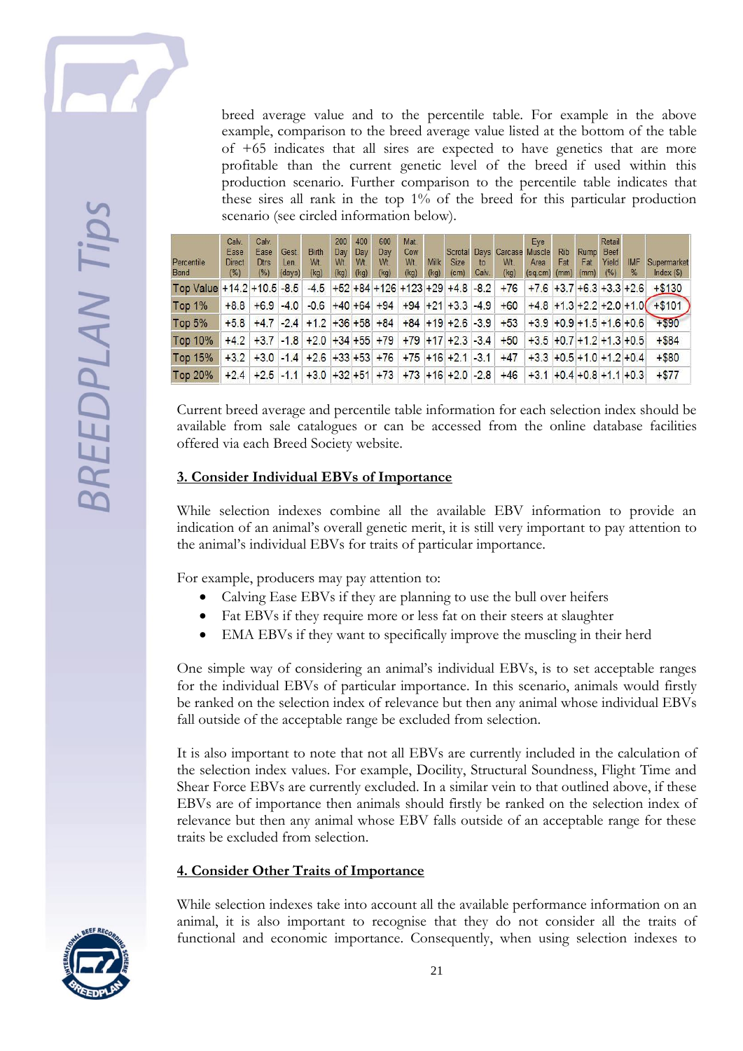breed average value and to the percentile table. For example in the above example, comparison to the breed average value listed at the bottom of the table of +65 indicates that all sires are expected to have genetics that are more profitable than the current genetic level of the breed if used within this production scenario. Further comparison to the percentile table indicates that these sires all rank in the top 1% of the breed for this particular production scenario (see circled information below).

| Percentile Band | Calv. Ease Direct (%) | Calv. Ease Dtrs (%) | Gest. Len (days) | Birth Wt (kg) | 200 Day Wt (kg) | 400 Day Wt (kg) | 600 Day Wt (kg) | Mat. Cow Wt (kg) | Milk (kg) | Scrotal Size (cm) | Days to Calv. | Carcase Wt (kg) | Eye Muscle Area (sq.cm) | Rib Fat (mm) | Rump Fat (mm) | Retail Beef Yield (%) | IMF % | Supermarket Index ($) |
|---|---|---|---|---|---|---|---|---|---|---|---|---|---|---|---|---|---|---|
| Top Value | +14.2 | +10.5 | -8.5 | -4.5 | +52 | +84 | +126 | +123 | +29 | +4.8 | -8.2 | +76 | +7.6 | +3.7 | +6.3 | +3.3 | +2.6 | +$130 |
| Top 1% | +8.8 | +6.9 | -4.0 | -0.6 | +40 | +64 | +94 | +94 | +21 | +3.3 | -4.9 | +60 | +4.8 | +1.3 | +2.2 | +2.0 | +1.0 | +$101 |
| Top 5% | +5.8 | +4.7 | -2.4 | +1.2 | +36 | +58 | +84 | +84 | +19 | +2.6 | -3.9 | +53 | +3.9 | +0.9 | +1.5 | +1.6 | +0.6 | +$90 |
| Top 10% | +4.2 | +3.7 | -1.8 | +2.0 | +34 | +55 | +79 | +79 | +17 | +2.3 | -3.4 | +50 | +3.5 | +0.7 | +1.2 | +1.3 | +0.5 | +$84 |
| Top 15% | +3.2 | +3.0 | -1.4 | +2.6 | +33 | +53 | +76 | +75 | +16 | +2.1 | -3.1 | +47 | +3.3 | +0.5 | +1.0 | +1.2 | +0.4 | +$80 |
| Top 20% | +2.4 | +2.5 | -1.1 | +3.0 | +32 | +51 | +73 | +73 | +16 | +2.0 | -2.8 | +46 | +3.1 | +0.4 | +0.8 | +1.1 | +0.3 | +$77 |

Current breed average and percentile table information for each selection index should be available from sale catalogues or can be accessed from the online database facilities offered via each Breed Society website.

## 3. Consider Individual EBVs of Importance

While selection indexes combine all the available EBV information to provide an indication of an animal's overall genetic merit, it is still very important to pay attention to the animal's individual EBVs for traits of particular importance.

For example, producers may pay attention to:

- Calving Ease EBVs if they are planning to use the bull over heifers
- Fat EBVs if they require more or less fat on their steers at slaughter
- EMA EBVs if they want to specifically improve the muscling in their herd

One simple way of considering an animal's individual EBVs, is to set acceptable ranges for the individual EBVs of particular importance. In this scenario, animals would firstly be ranked on the selection index of relevance but then any animal whose individual EBVs fall outside of the acceptable range be excluded from selection.

It is also important to note that not all EBVs are currently included in the calculation of the selection index values. For example, Docility, Structural Soundness, Flight Time and Shear Force EBVs are currently excluded. In a similar vein to that outlined above, if these EBVs are of importance then animals should firstly be ranked on the selection index of relevance but then any animal whose EBV falls outside of an acceptable range for these traits be excluded from selection.

## 4. Consider Other Traits of Importance

While selection indexes take into account all the available performance information on an animal, it is also important to recognise that they do not consider all the traits of functional and economic importance. Consequently, when using selection indexes to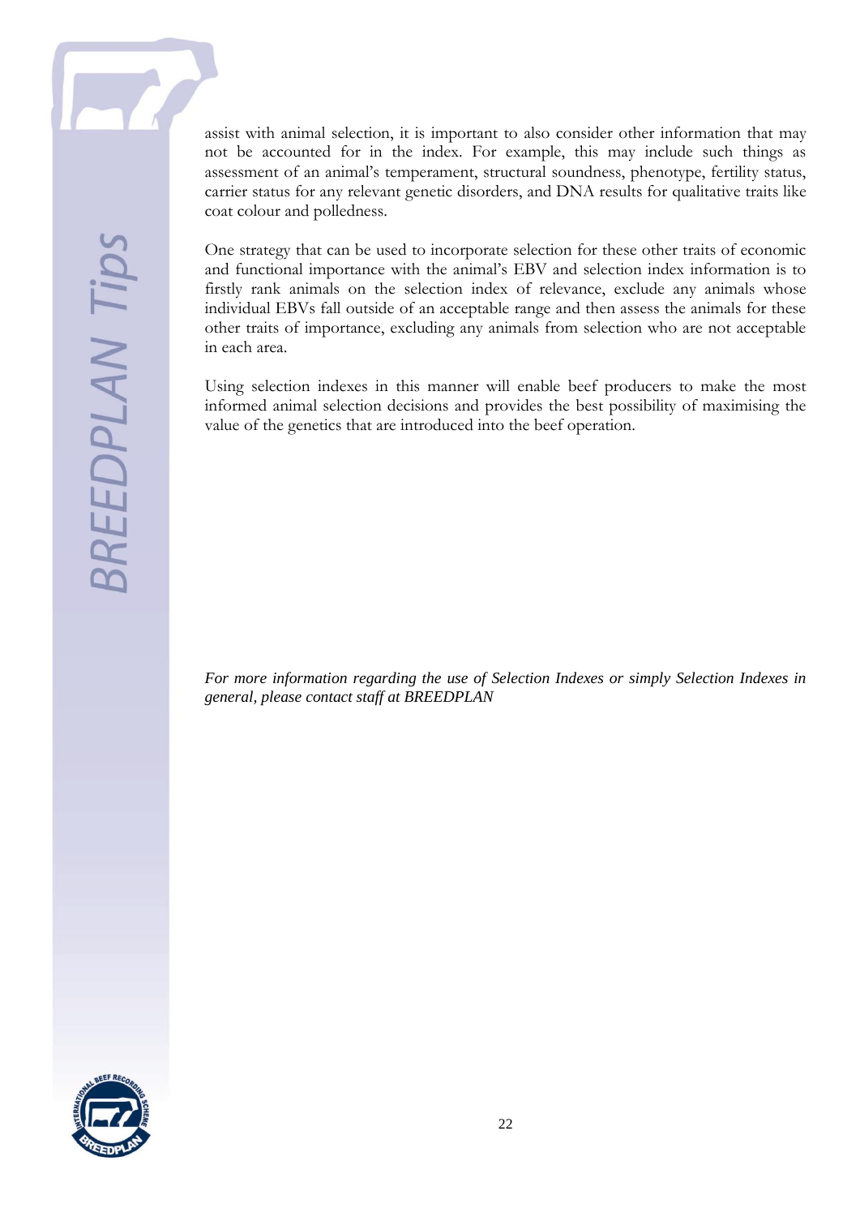assist with animal selection, it is important to also consider other information that may not be accounted for in the index. For example, this may include such things as assessment of an animal's temperament, structural soundness, phenotype, fertility status, carrier status for any relevant genetic disorders, and DNA results for qualitative traits like coat colour and polledness.

One strategy that can be used to incorporate selection for these other traits of economic and functional importance with the animal's EBV and selection index information is to firstly rank animals on the selection index of relevance, exclude any animals whose individual EBVs fall outside of an acceptable range and then assess the animals for these other traits of importance, excluding any animals from selection who are not acceptable in each area.

Using selection indexes in this manner will enable beef producers to make the most informed animal selection decisions and provides the best possibility of maximising the value of the genetics that are introduced into the beef operation.

*For more information regarding the use of Selection Indexes or simply Selection Indexes in general, please contact staff at BREEDPLAN*